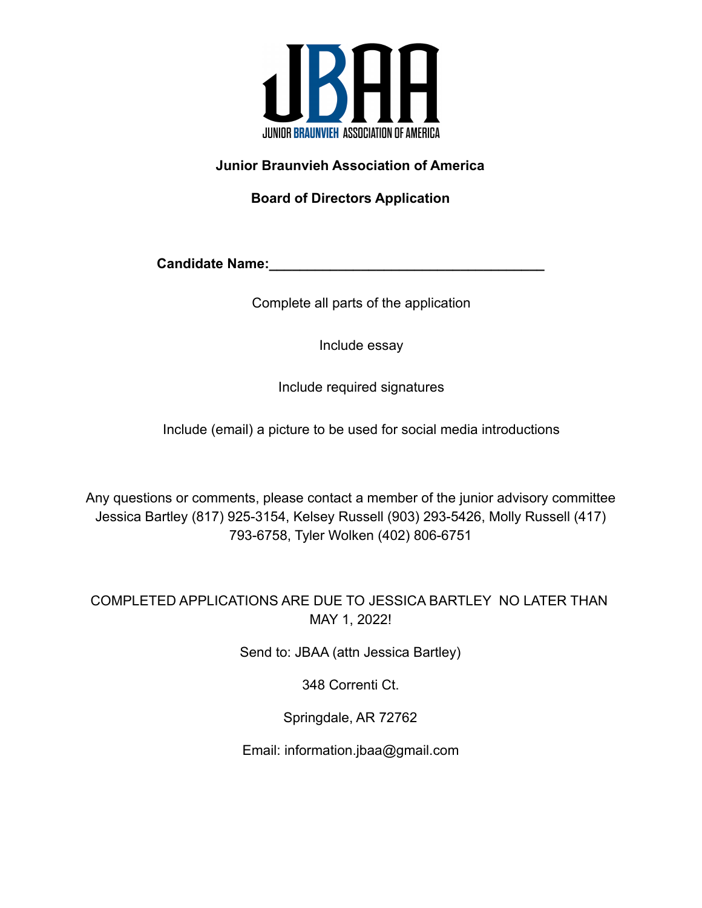JBAA

JUNIOR BRAUNVIEH ASSOCIATION OF AMERICA

**Junior Braunvieh Association of America**

**Board of Directors Application**

**Candidate Name:\_\_\_\_\_\_\_\_\_\_\_\_\_\_\_\_\_\_\_\_\_\_\_\_\_\_\_\_\_\_\_\_\_\_\_\_**

Complete all parts of the application

Include essay

Include required signatures

Include (email) a picture to be used for social media introductions

Any questions or comments, please contact a member of the junior advisory committee Jessica Bartley (817) 925-3154, Kelsey Russell (903) 293-5426, Molly Russell (417) 793-6758, Tyler Wolken (402) 806-6751

COMPLETED APPLICATIONS ARE DUE TO JESSICA BARTLEY NO LATER THAN MAY 1, 2022!

Send to: JBAA (attn Jessica Bartley)

348 Correnti Ct.

Springdale, AR 72762

Email: information.jbaa@gmail.com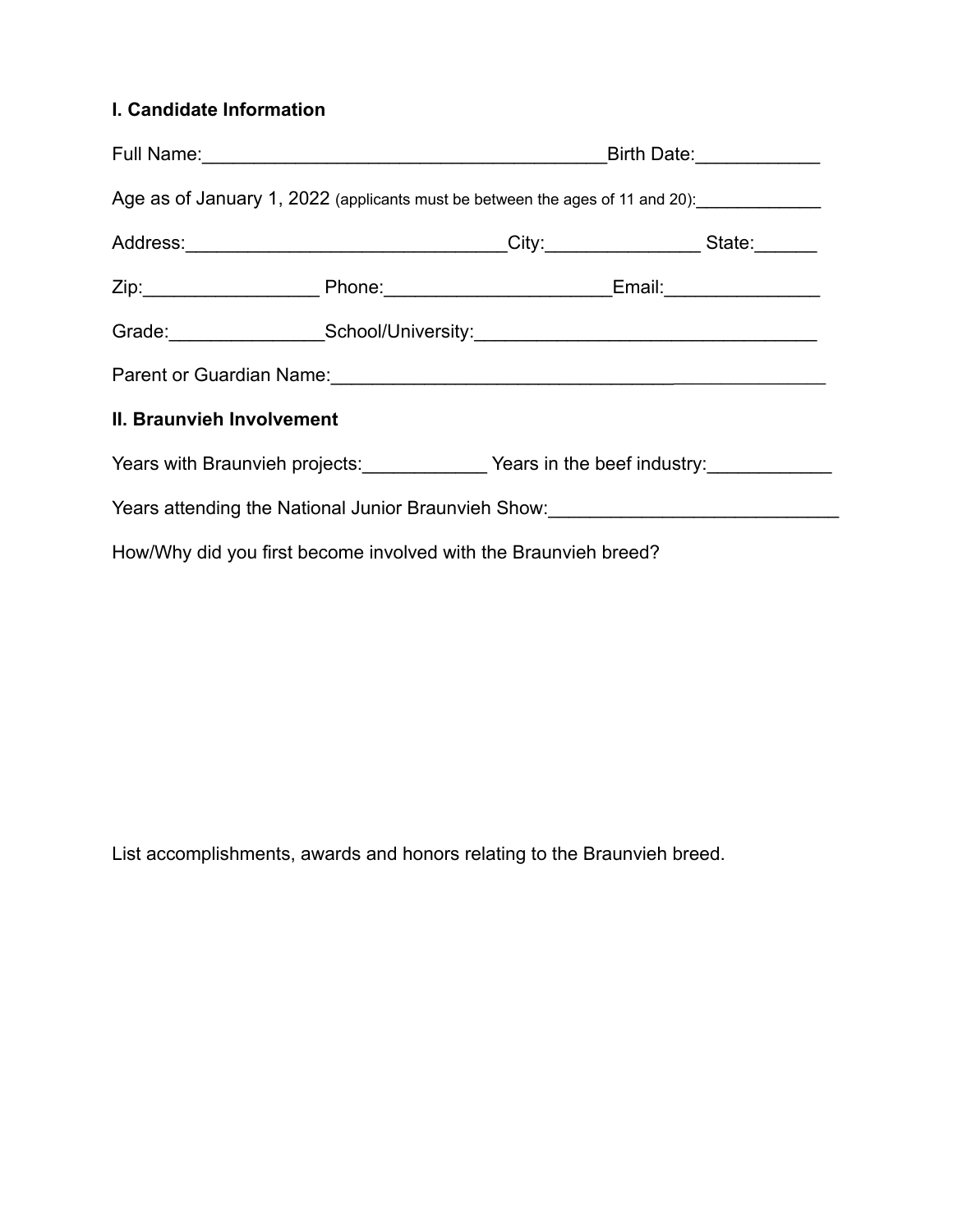**I. Candidate Information**

Full Name:______________________________________Birth Date:____________

Age as of January 1, 2022 (applicants must be between the ages of 11 and 20):_____________

Address:______________________________City:_______________ State:______

Zip:_________________ Phone:_____________________Email:_______________

Grade:_______________School/University:________________________________

Parent or Guardian Name:______________________________________________

**II. Braunvieh Involvement**

Years with Braunvieh projects:____________ Years in the beef industry:____________

Years attending the National Junior Braunvieh Show:___________________________

How/Why did you first become involved with the Braunvieh breed?

List accomplishments, awards and honors relating to the Braunvieh breed.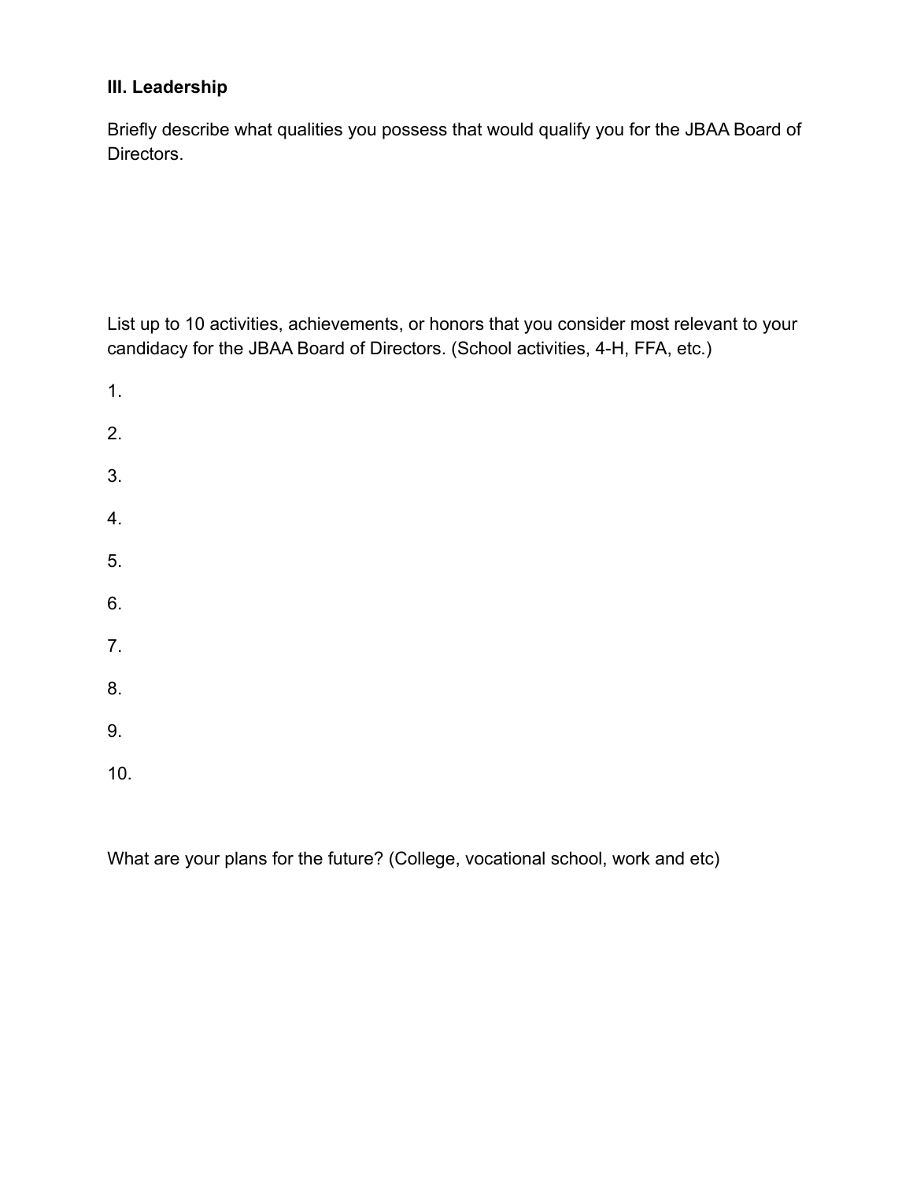**III. Leadership**

Briefly describe what qualities you possess that would qualify you for the JBAA Board of Directors.

List up to 10 activities, achievements, or honors that you consider most relevant to your candidacy for the JBAA Board of Directors. (School activities, 4-H, FFA, etc.)

1.

2.

3.

4.

5.

6.

7.

8.

9.

10.

What are your plans for the future? (College, vocational school, work and etc)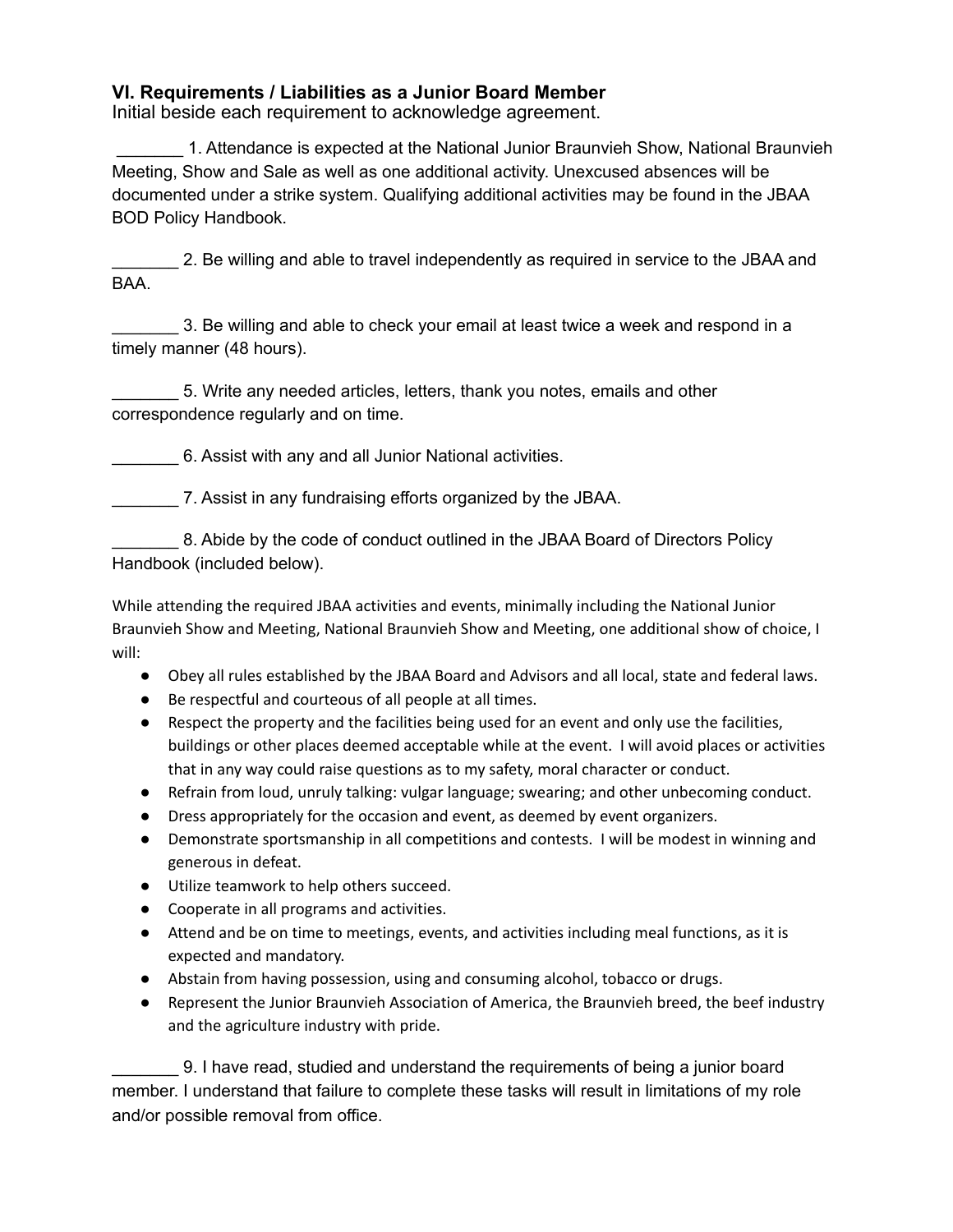### VI. Requirements / Liabilities as a Junior Board Member

Initial beside each requirement to acknowledge agreement.

_______ 1. Attendance is expected at the National Junior Braunvieh Show, National Braunvieh Meeting, Show and Sale as well as one additional activity. Unexcused absences will be documented under a strike system. Qualifying additional activities may be found in the JBAA BOD Policy Handbook.

_______ 2. Be willing and able to travel independently as required in service to the JBAA and BAA.

_______ 3. Be willing and able to check your email at least twice a week and respond in a timely manner (48 hours).

_______ 5. Write any needed articles, letters, thank you notes, emails and other correspondence regularly and on time.

_______ 6. Assist with any and all Junior National activities.

_______ 7. Assist in any fundraising efforts organized by the JBAA.

_______ 8. Abide by the code of conduct outlined in the JBAA Board of Directors Policy Handbook (included below).

While attending the required JBAA activities and events, minimally including the National Junior Braunvieh Show and Meeting, National Braunvieh Show and Meeting, one additional show of choice, I will:

- Obey all rules established by the JBAA Board and Advisors and all local, state and federal laws.
- Be respectful and courteous of all people at all times.
- Respect the property and the facilities being used for an event and only use the facilities, buildings or other places deemed acceptable while at the event. I will avoid places or activities that in any way could raise questions as to my safety, moral character or conduct.
- Refrain from loud, unruly talking: vulgar language; swearing; and other unbecoming conduct.
- Dress appropriately for the occasion and event, as deemed by event organizers.
- Demonstrate sportsmanship in all competitions and contests. I will be modest in winning and generous in defeat.
- Utilize teamwork to help others succeed.
- Cooperate in all programs and activities.
- Attend and be on time to meetings, events, and activities including meal functions, as it is expected and mandatory.
- Abstain from having possession, using and consuming alcohol, tobacco or drugs.
- Represent the Junior Braunvieh Association of America, the Braunvieh breed, the beef industry and the agriculture industry with pride.

_______ 9. I have read, studied and understand the requirements of being a junior board member. I understand that failure to complete these tasks will result in limitations of my role and/or possible removal from office.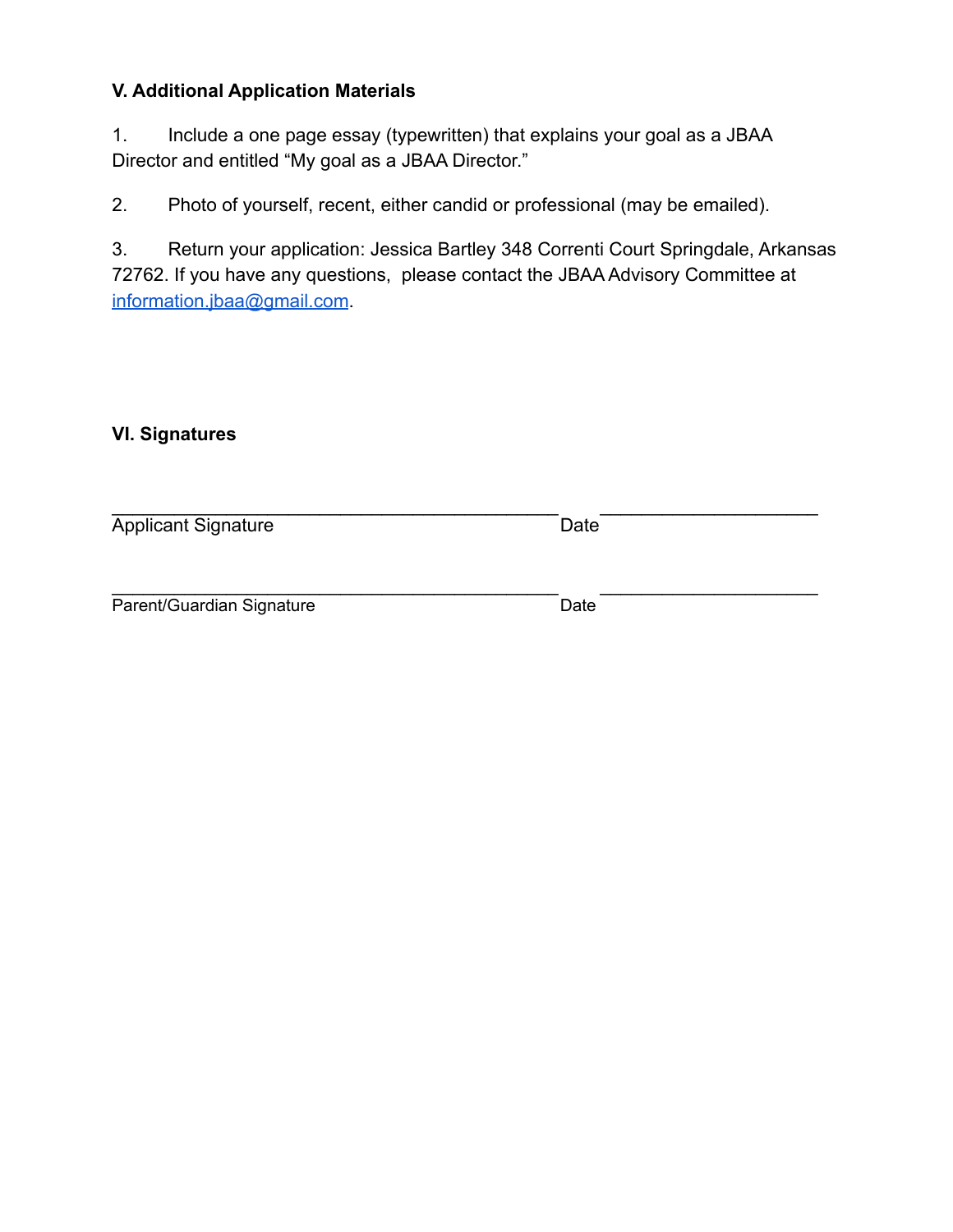**V. Additional Application Materials**

1. Include a one page essay (typewritten) that explains your goal as a JBAA Director and entitled "My goal as a JBAA Director."

2. Photo of yourself, recent, either candid or professional (may be emailed).

3. Return your application: Jessica Bartley 348 Correnti Court Springdale, Arkansas 72762. If you have any questions, please contact the JBAA Advisory Committee at information.jbaa@gmail.com.

**VI. Signatures**

_____________________________________________ _____________________

Applicant Signature Date

_____________________________________________ _____________________

Parent/Guardian Signature Date